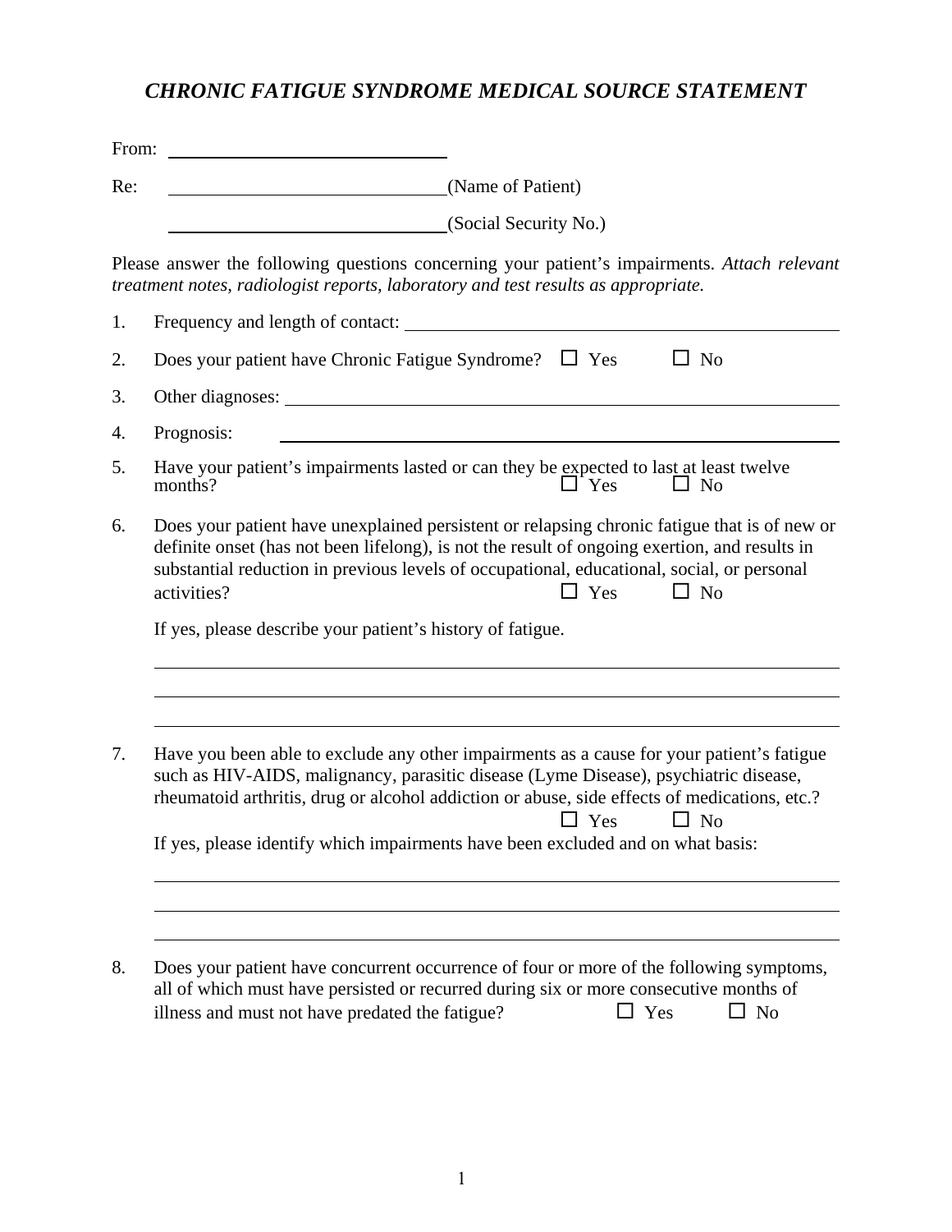# *CHRONIC FATIGUE SYNDROME MEDICAL SOURCE STATEMENT*

From: ______________________________

Re: ______________________________(Name of Patient)

______________________________(Social Security No.)

Please answer the following questions concerning your patient's impairments. *Attach relevant treatment notes, radiologist reports, laboratory and test results as appropriate.*

1. Frequency and length of contact: ______________________________

2. Does your patient have Chronic Fatigue Syndrome? ☐ Yes ☐ No

3. Other diagnoses: ______________________________

4. Prognosis: ______________________________

5. Have your patient's impairments lasted or can they be expected to last at least twelve months? ☐ Yes ☐ No

6. Does your patient have unexplained persistent or relapsing chronic fatigue that is of new or definite onset (has not been lifelong), is not the result of ongoing exertion, and results in substantial reduction in previous levels of occupational, educational, social, or personal activities? ☐ Yes ☐ No

   If yes, please describe your patient's history of fatigue.

   ______________________________

   ______________________________

   ______________________________

7. Have you been able to exclude any other impairments as a cause for your patient's fatigue such as HIV-AIDS, malignancy, parasitic disease (Lyme Disease), psychiatric disease, rheumatoid arthritis, drug or alcohol addiction or abuse, side effects of medications, etc.? ☐ Yes ☐ No

   If yes, please identify which impairments have been excluded and on what basis:

   ______________________________

   ______________________________

   ______________________________

8. Does your patient have concurrent occurrence of four or more of the following symptoms, all of which must have persisted or recurred during six or more consecutive months of illness and must not have predated the fatigue? ☐ Yes ☐ No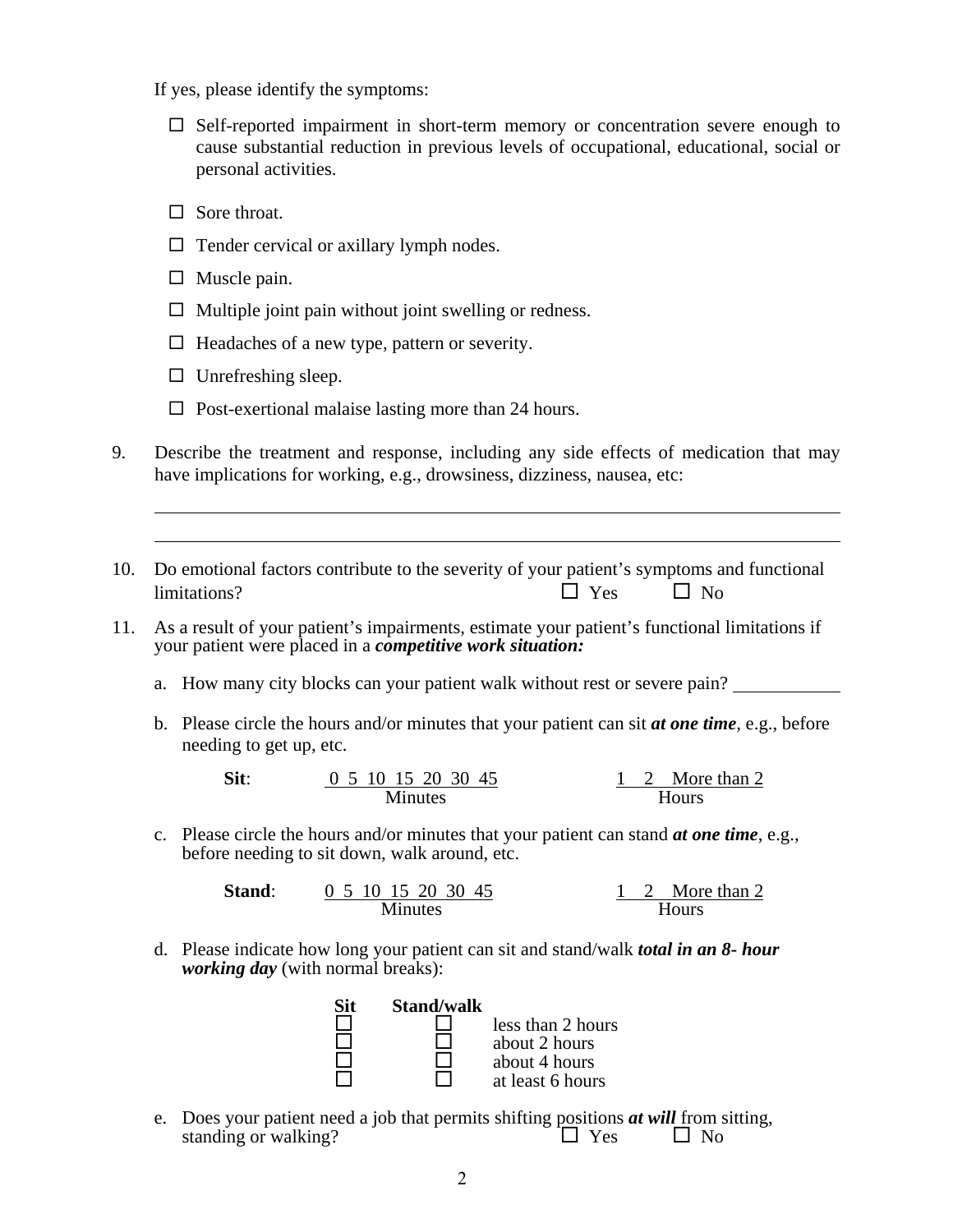If yes, please identify the symptoms:

- ☐ Self-reported impairment in short-term memory or concentration severe enough to cause substantial reduction in previous levels of occupational, educational, social or personal activities.
- ☐ Sore throat.
- ☐ Tender cervical or axillary lymph nodes.
- ☐ Muscle pain.
- ☐ Multiple joint pain without joint swelling or redness.
- ☐ Headaches of a new type, pattern or severity.
- ☐ Unrefreshing sleep.
- ☐ Post-exertional malaise lasting more than 24 hours.

9. Describe the treatment and response, including any side effects of medication that may have implications for working, e.g., drowsiness, dizziness, nausea, etc:

______________________________________________________________________

______________________________________________________________________

10. Do emotional factors contribute to the severity of your patient's symptoms and functional limitations? ☐ Yes ☐ No

11. As a result of your patient's impairments, estimate your patient's functional limitations if your patient were placed in a ***competitive work situation:***

    a. How many city blocks can your patient walk without rest or severe pain? ____________

    b. Please circle the hours and/or minutes that your patient can sit ***at one time***, e.g., before needing to get up, etc.

    **Sit**: 0 5 10 15 20 30 45 Minutes 1 2 More than 2 Hours

    c. Please circle the hours and/or minutes that your patient can stand ***at one time***, e.g., before needing to sit down, walk around, etc.

    **Stand**: 0 5 10 15 20 30 45 Minutes 1 2 More than 2 Hours

    d. Please indicate how long your patient can sit and stand/walk ***total in an 8- hour working day*** (with normal breaks):

| Sit | Stand/walk | |
|---|---|---|
| ☐ | ☐ | less than 2 hours |
| ☐ | ☐ | about 2 hours |
| ☐ | ☐ | about 4 hours |
| ☐ | ☐ | at least 6 hours |

    e. Does your patient need a job that permits shifting positions ***at will*** from sitting, standing or walking? ☐ Yes ☐ No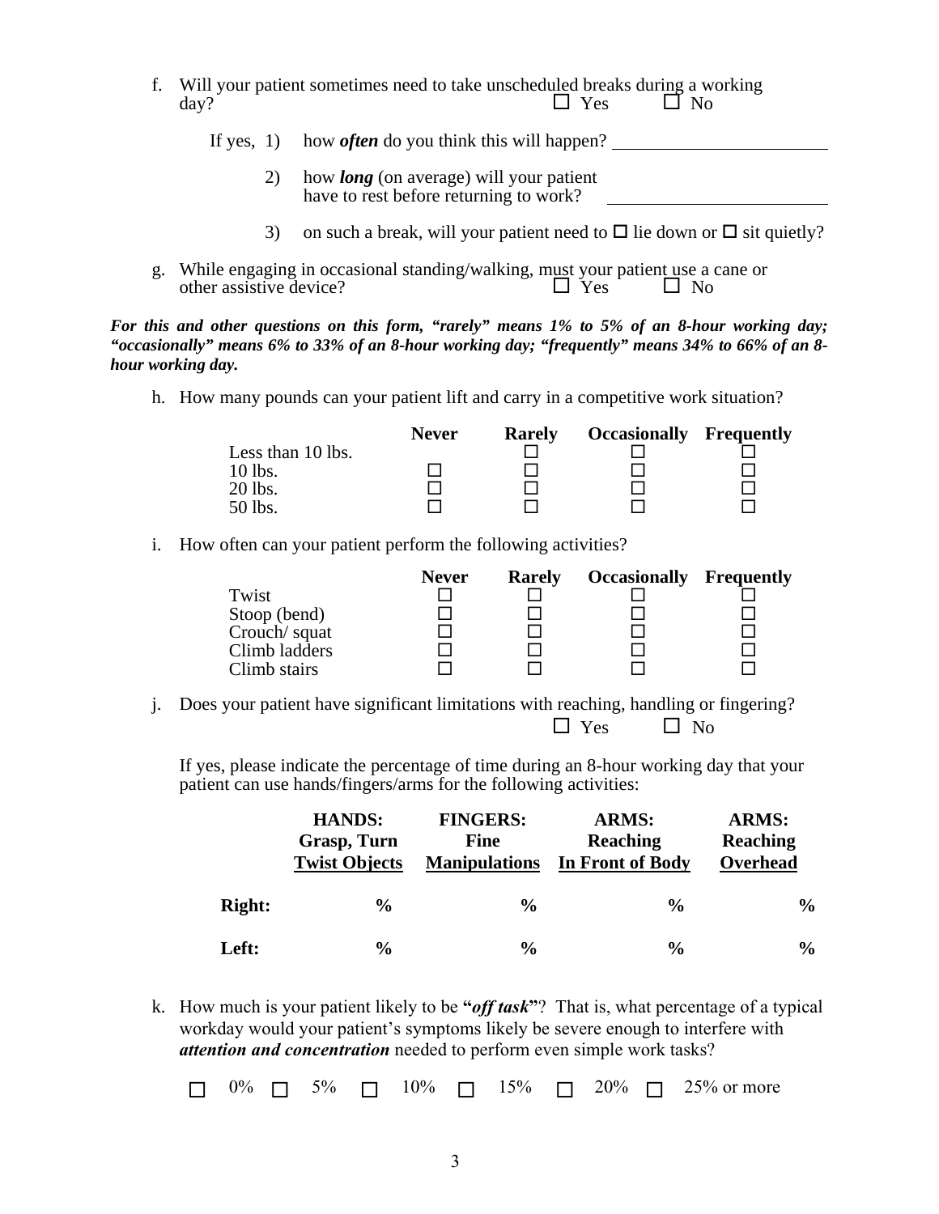f. Will your patient sometimes need to take unscheduled breaks during a working day? ☐ Yes ☐ No

If yes, 1) how ***often*** do you think this will happen? ______________________

2) how ***long*** (on average) will your patient have to rest before returning to work? ______________________

3) on such a break, will your patient need to ☐ lie down or ☐ sit quietly?

g. While engaging in occasional standing/walking, must your patient use a cane or other assistive device? ☐ Yes ☐ No

***For this and other questions on this form, "rarely" means 1% to 5% of an 8-hour working day; "occasionally" means 6% to 33% of an 8-hour working day; "frequently" means 34% to 66% of an 8-hour working day.***

h. How many pounds can your patient lift and carry in a competitive work situation?

| | Never | Rarely | Occasionally | Frequently |
|---|---|---|---|---|
| Less than 10 lbs. | | ☐ | ☐ | ☐ |
| 10 lbs. | ☐ | ☐ | ☐ | ☐ |
| 20 lbs. | ☐ | ☐ | ☐ | ☐ |
| 50 lbs. | ☐ | ☐ | ☐ | ☐ |

i. How often can your patient perform the following activities?

| | Never | Rarely | Occasionally | Frequently |
|---|---|---|---|---|
| Twist | ☐ | ☐ | ☐ | ☐ |
| Stoop (bend) | ☐ | ☐ | ☐ | ☐ |
| Crouch/ squat | ☐ | ☐ | ☐ | ☐ |
| Climb ladders | ☐ | ☐ | ☐ | ☐ |
| Climb stairs | ☐ | ☐ | ☐ | ☐ |

j. Does your patient have significant limitations with reaching, handling or fingering? ☐ Yes ☐ No

If yes, please indicate the percentage of time during an 8-hour working day that your patient can use hands/fingers/arms for the following activities:

| | **HANDS: Grasp, Turn Twist Objects** | **FINGERS: Fine Manipulations** | **ARMS: Reaching In Front of Body** | **ARMS: Reaching Overhead** |
|---|---|---|---|---|
| **Right:** | **%** | **%** | **%** | **%** |
| **Left:** | **%** | **%** | **%** | **%** |

k. How much is your patient likely to be **"*off task*"**? That is, what percentage of a typical workday would your patient's symptoms likely be severe enough to interfere with ***attention and concentration*** needed to perform even simple work tasks?

☐ 0% ☐ 5% ☐ 10% ☐ 15% ☐ 20% ☐ 25% or more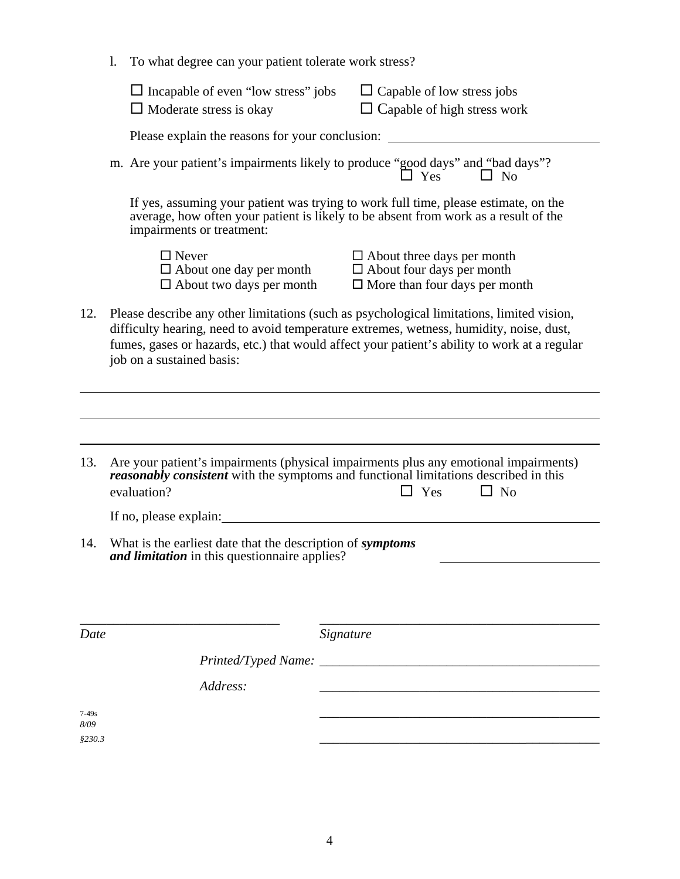l. To what degree can your patient tolerate work stress?

☐ Incapable of even "low stress" jobs ☐ Capable of low stress jobs
☐ Moderate stress is okay ☐ Capable of high stress work

Please explain the reasons for your conclusion: ______________________________

m. Are your patient's impairments likely to produce "good days" and "bad days"? ☐ Yes ☐ No

If yes, assuming your patient was trying to work full time, please estimate, on the average, how often your patient is likely to be absent from work as a result of the impairments or treatment:

☐ Never ☐ About three days per month
☐ About one day per month ☐ About four days per month
☐ About two days per month ☐ More than four days per month

12. Please describe any other limitations (such as psychological limitations, limited vision, difficulty hearing, need to avoid temperature extremes, wetness, humidity, noise, dust, fumes, gases or hazards, etc.) that would affect your patient's ability to work at a regular job on a sustained basis:

______________________________________________________________________

______________________________________________________________________

______________________________________________________________________

13. Are your patient's impairments (physical impairments plus any emotional impairments) ***reasonably consistent*** with the symptoms and functional limitations described in this evaluation? ☐ Yes ☐ No

If no, please explain: ______________________________________________

14. What is the earliest date that the description of ***symptoms and limitation*** in this questionnaire applies? ____________________

______________________________ ______________________________________

*Date* *Signature*

*Printed/Typed Name:* ______________________________________

*Address:* ______________________________________

______________________________________

______________________________________

7-49s
*8/09*
*§230.3*